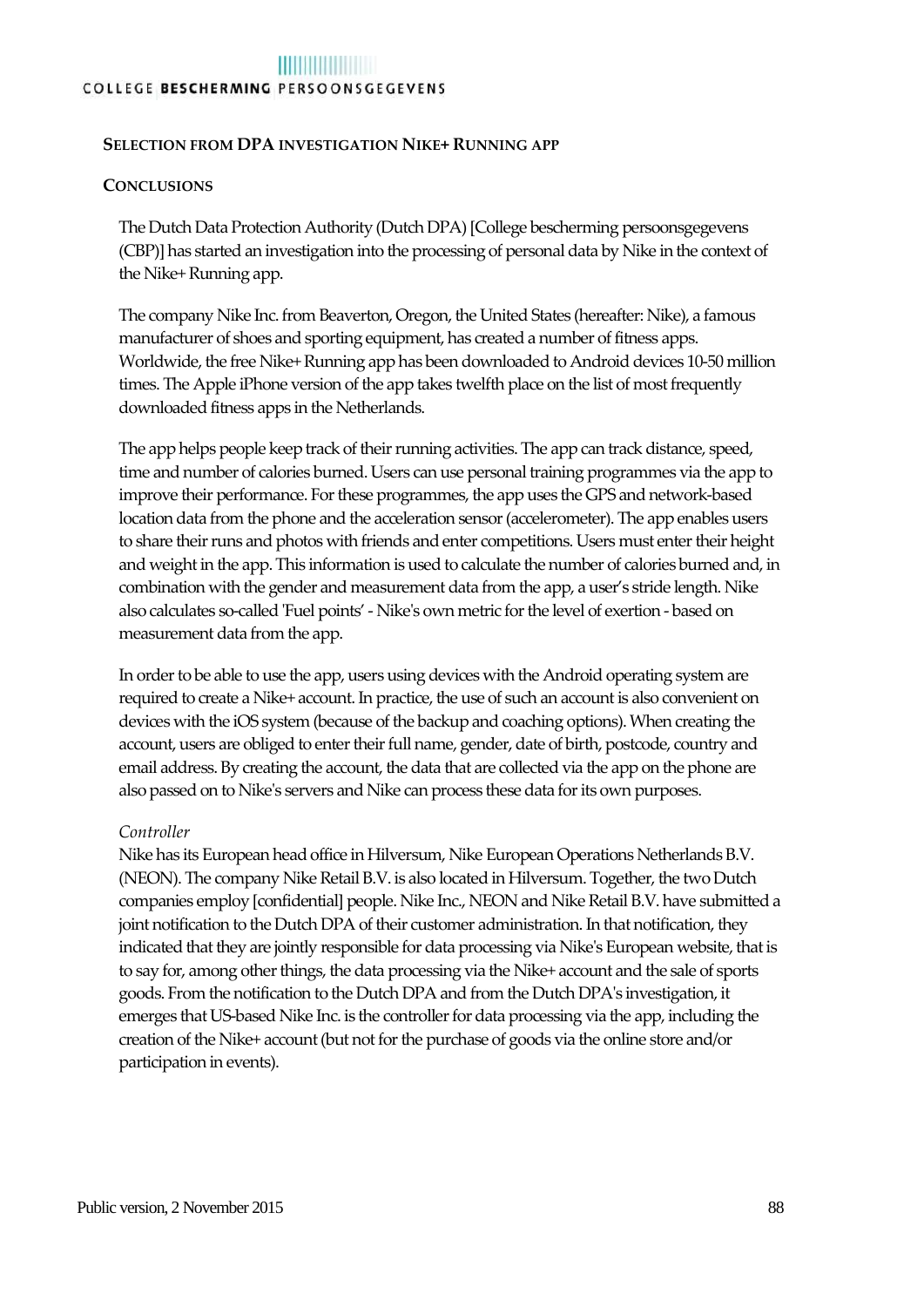## SELECTION FROM DPA INVESTIGATION NIKE+ RUNNING APP

### CONCLUSIONS

The Dutch Data Protection Authority (Dutch DPA) [College bescherming persoonsgegevens (CBP)] has started an investigation into the processing of personal data by Nike in the context of the Nike+ Running app.

The company Nike Inc. from Beaverton, Oregon, the United States (hereafter: Nike), a famous manufacturer of shoes and sporting equipment, has created a number of fitness apps. Worldwide, the free Nike+ Running app has been downloaded to Android devices 10-50 million times. The Apple iPhone version of the app takes twelfth place on the list of most frequently downloaded fitness apps in the Netherlands.

The app helps people keep track of their running activities. The app can track distance, speed, time and number of calories burned. Users can use personal training programmes via the app to improve their performance. For these programmes, the app uses the GPS and network-based location data from the phone and the acceleration sensor (accelerometer). The app enables users to share their runs and photos with friends and enter competitions. Users must enter their height and weight in the app. This information is used to calculate the number of calories burned and, in combination with the gender and measurement data from the app, a user's stride length. Nike also calculates so-called 'Fuel points' - Nike's own metric for the level of exertion - based on measurement data from the app.

In order to be able to use the app, users using devices with the Android operating system are required to create a Nike+ account. In practice, the use of such an account is also convenient on devices with the iOS system (because of the backup and coaching options). When creating the account, users are obliged to enter their full name, gender, date of birth, postcode, country and email address. By creating the account, the data that are collected via the app on the phone are also passed on to Nike's servers and Nike can process these data for its own purposes.

*Controller*

Nike has its European head office in Hilversum, Nike European Operations Netherlands B.V. (NEON). The company Nike Retail B.V. is also located in Hilversum. Together, the two Dutch companies employ [confidential] people. Nike Inc., NEON and Nike Retail B.V. have submitted a joint notification to the Dutch DPA of their customer administration. In that notification, they indicated that they are jointly responsible for data processing via Nike's European website, that is to say for, among other things, the data processing via the Nike+ account and the sale of sports goods. From the notification to the Dutch DPA and from the Dutch DPA's investigation, it emerges that US-based Nike Inc. is the controller for data processing via the app, including the creation of the Nike+ account (but not for the purchase of goods via the online store and/or participation in events).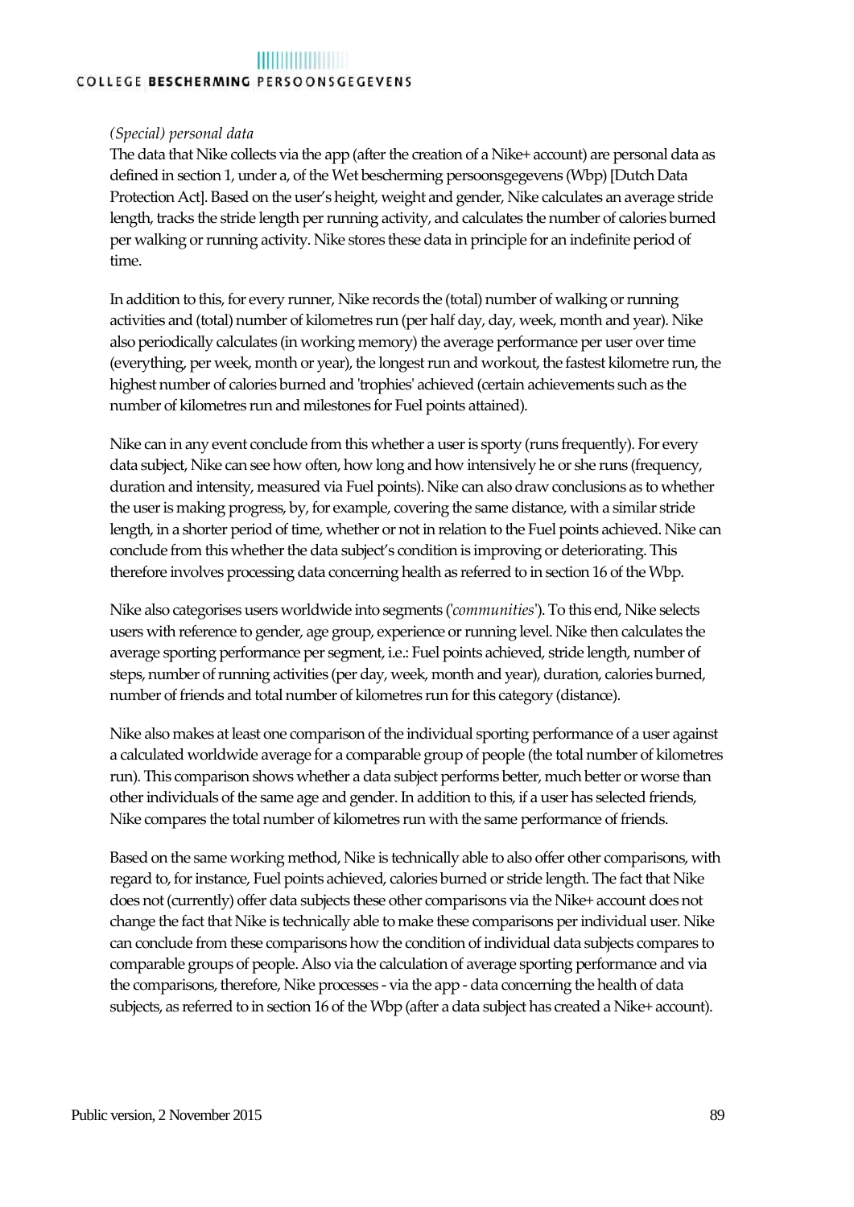*(Special) personal data*

The data that Nike collects via the app (after the creation of a Nike+ account) are personal data as defined in section 1, under a, of the Wet bescherming persoonsgegevens (Wbp) [Dutch Data Protection Act]. Based on the user's height, weight and gender, Nike calculates an average stride length, tracks the stride length per running activity, and calculates the number of calories burned per walking or running activity. Nike stores these data in principle for an indefinite period of time.

In addition to this, for every runner, Nike records the (total) number of walking or running activities and (total) number of kilometres run (per half day, day, week, month and year). Nike also periodically calculates (in working memory) the average performance per user over time (everything, per week, month or year), the longest run and workout, the fastest kilometre run, the highest number of calories burned and 'trophies' achieved (certain achievements such as the number of kilometres run and milestones for Fuel points attained).

Nike can in any event conclude from this whether a user is sporty (runs frequently). For every data subject, Nike can see how often, how long and how intensively he or she runs (frequency, duration and intensity, measured via Fuel points). Nike can also draw conclusions as to whether the user is making progress, by, for example, covering the same distance, with a similar stride length, in a shorter period of time, whether or not in relation to the Fuel points achieved. Nike can conclude from this whether the data subject's condition is improving or deteriorating. This therefore involves processing data concerning health as referred to in section 16 of the Wbp.

Nike also categorises users worldwide into segments ('*communities*'). To this end, Nike selects users with reference to gender, age group, experience or running level. Nike then calculates the average sporting performance per segment, i.e.: Fuel points achieved, stride length, number of steps, number of running activities (per day, week, month and year), duration, calories burned, number of friends and total number of kilometres run for this category (distance).

Nike also makes at least one comparison of the individual sporting performance of a user against a calculated worldwide average for a comparable group of people (the total number of kilometres run). This comparison shows whether a data subject performs better, much better or worse than other individuals of the same age and gender. In addition to this, if a user has selected friends, Nike compares the total number of kilometres run with the same performance of friends.

Based on the same working method, Nike is technically able to also offer other comparisons, with regard to, for instance, Fuel points achieved, calories burned or stride length. The fact that Nike does not (currently) offer data subjects these other comparisons via the Nike+ account does not change the fact that Nike is technically able to make these comparisons per individual user. Nike can conclude from these comparisons how the condition of individual data subjects compares to comparable groups of people. Also via the calculation of average sporting performance and via the comparisons, therefore, Nike processes - via the app - data concerning the health of data subjects, as referred to in section 16 of the Wbp (after a data subject has created a Nike+ account).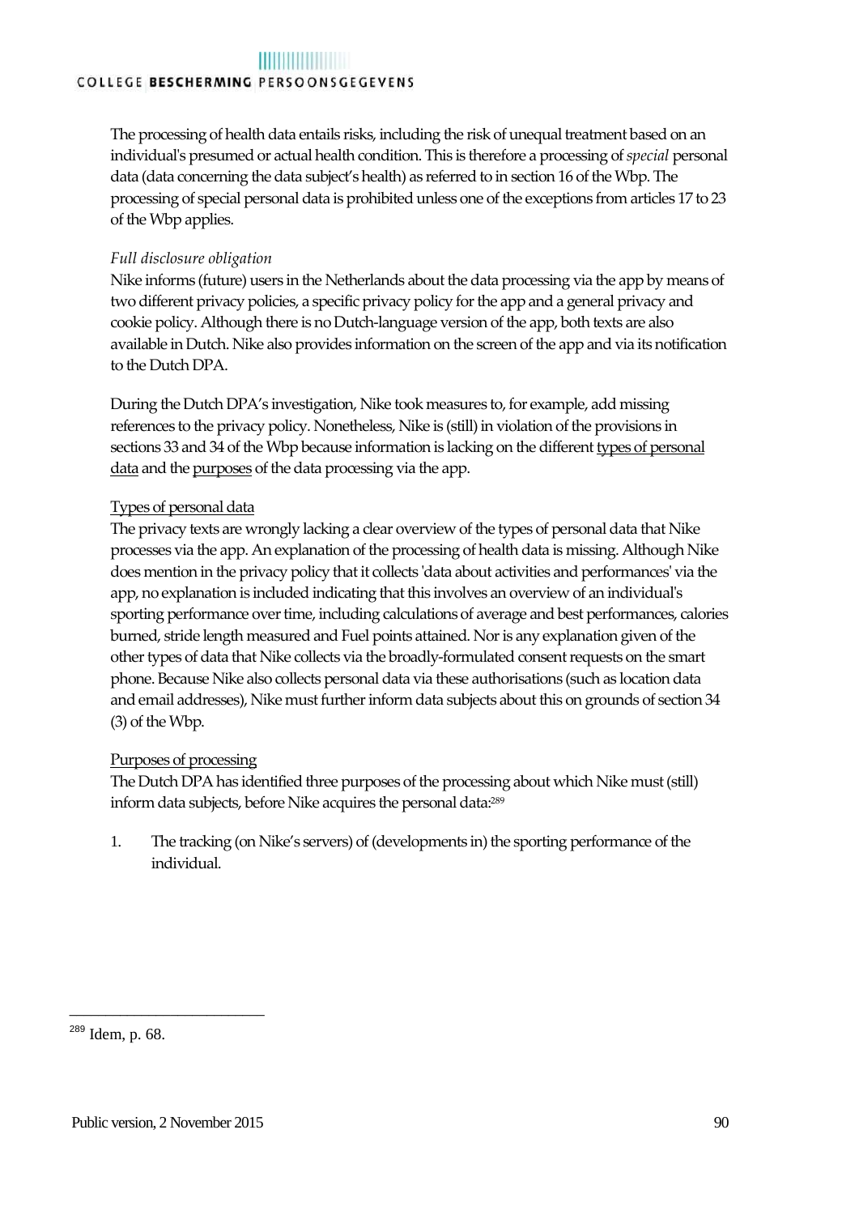The processing of health data entails risks, including the risk of unequal treatment based on an individual's presumed or actual health condition. This is therefore a processing of *special* personal data (data concerning the data subject's health) as referred to in section 16 of the Wbp. The processing of special personal data is prohibited unless one of the exceptions from articles 17 to 23 of the Wbp applies.

*Full disclosure obligation*

Nike informs (future) users in the Netherlands about the data processing via the app by means of two different privacy policies, a specific privacy policy for the app and a general privacy and cookie policy. Although there is no Dutch-language version of the app, both texts are also available in Dutch. Nike also provides information on the screen of the app and via its notification to the Dutch DPA.

During the Dutch DPA's investigation, Nike took measures to, for example, add missing references to the privacy policy. Nonetheless, Nike is (still) in violation of the provisions in sections 33 and 34 of the Wbp because information is lacking on the different <u>types of personal data</u> and the <u>purposes</u> of the data processing via the app.

<u>Types of personal data</u>

The privacy texts are wrongly lacking a clear overview of the types of personal data that Nike processes via the app. An explanation of the processing of health data is missing. Although Nike does mention in the privacy policy that it collects 'data about activities and performances' via the app, no explanation is included indicating that this involves an overview of an individual's sporting performance over time, including calculations of average and best performances, calories burned, stride length measured and Fuel points attained. Nor is any explanation given of the other types of data that Nike collects via the broadly-formulated consent requests on the smart phone. Because Nike also collects personal data via these authorisations (such as location data and email addresses), Nike must further inform data subjects about this on grounds of section 34 (3) of the Wbp.

<u>Purposes of processing</u>

The Dutch DPA has identified three purposes of the processing about which Nike must (still) inform data subjects, before Nike acquires the personal data:[289]

1. The tracking (on Nike's servers) of (developments in) the sporting performance of the individual.

---

[289] Idem, p. 68.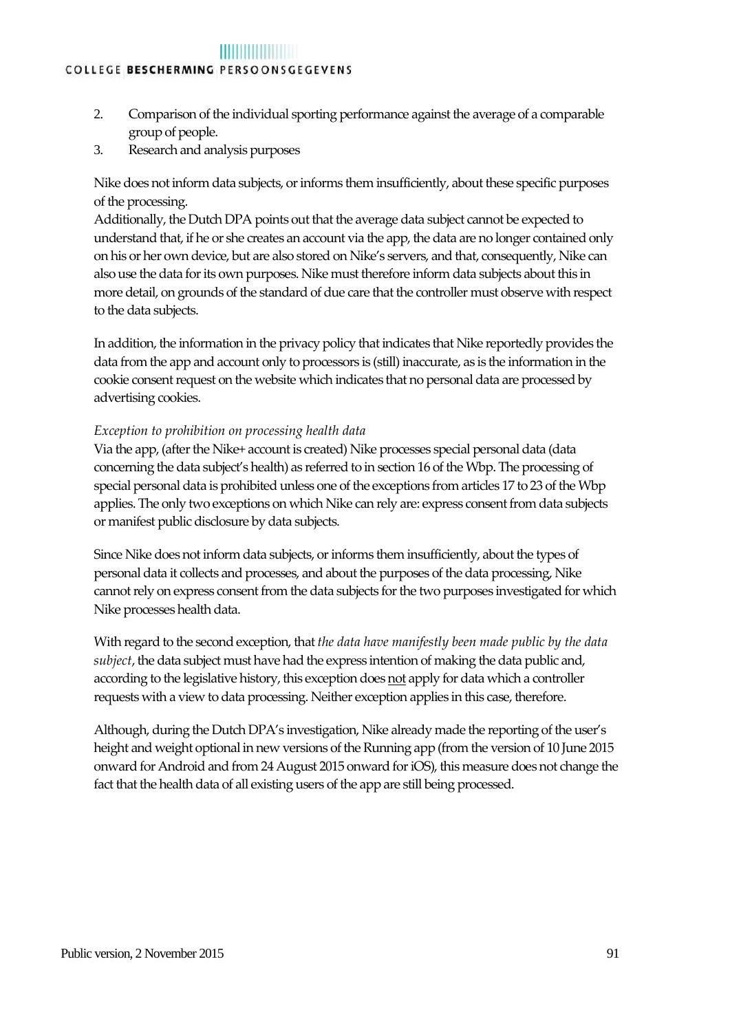2. Comparison of the individual sporting performance against the average of a comparable group of people.
3. Research and analysis purposes

Nike does not inform data subjects, or informs them insufficiently, about these specific purposes of the processing.
Additionally, the Dutch DPA points out that the average data subject cannot be expected to understand that, if he or she creates an account via the app, the data are no longer contained only on his or her own device, but are also stored on Nike's servers, and that, consequently, Nike can also use the data for its own purposes. Nike must therefore inform data subjects about this in more detail, on grounds of the standard of due care that the controller must observe with respect to the data subjects.

In addition, the information in the privacy policy that indicates that Nike reportedly provides the data from the app and account only to processors is (still) inaccurate, as is the information in the cookie consent request on the website which indicates that no personal data are processed by advertising cookies.

*Exception to prohibition on processing health data*
Via the app, (after the Nike+ account is created) Nike processes special personal data (data concerning the data subject's health) as referred to in section 16 of the Wbp. The processing of special personal data is prohibited unless one of the exceptions from articles 17 to 23 of the Wbp applies. The only two exceptions on which Nike can rely are: express consent from data subjects or manifest public disclosure by data subjects.

Since Nike does not inform data subjects, or informs them insufficiently, about the types of personal data it collects and processes, and about the purposes of the data processing, Nike cannot rely on express consent from the data subjects for the two purposes investigated for which Nike processes health data.

With regard to the second exception, that *the data have manifestly been made public by the data subject*, the data subject must have had the express intention of making the data public and, according to the legislative history, this exception does <u>not</u> apply for data which a controller requests with a view to data processing. Neither exception applies in this case, therefore.

Although, during the Dutch DPA's investigation, Nike already made the reporting of the user's height and weight optional in new versions of the Running app (from the version of 10 June 2015 onward for Android and from 24 August 2015 onward for iOS), this measure does not change the fact that the health data of all existing users of the app are still being processed.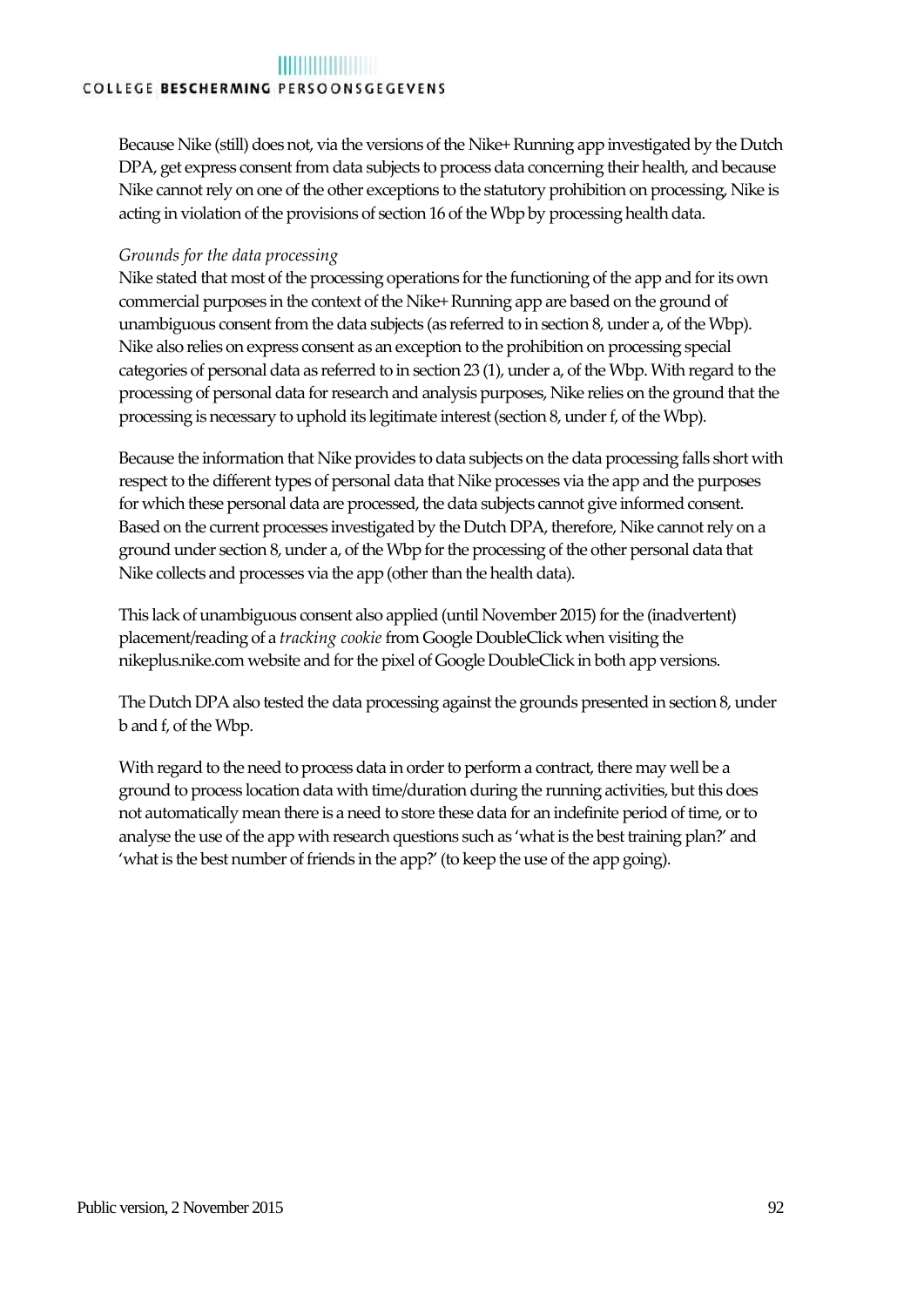Because Nike (still) does not, via the versions of the Nike+ Running app investigated by the Dutch DPA, get express consent from data subjects to process data concerning their health, and because Nike cannot rely on one of the other exceptions to the statutory prohibition on processing, Nike is acting in violation of the provisions of section 16 of the Wbp by processing health data.

*Grounds for the data processing*

Nike stated that most of the processing operations for the functioning of the app and for its own commercial purposes in the context of the Nike+ Running app are based on the ground of unambiguous consent from the data subjects (as referred to in section 8, under a, of the Wbp). Nike also relies on express consent as an exception to the prohibition on processing special categories of personal data as referred to in section 23 (1), under a, of the Wbp. With regard to the processing of personal data for research and analysis purposes, Nike relies on the ground that the processing is necessary to uphold its legitimate interest (section 8, under f, of the Wbp).

Because the information that Nike provides to data subjects on the data processing falls short with respect to the different types of personal data that Nike processes via the app and the purposes for which these personal data are processed, the data subjects cannot give informed consent. Based on the current processes investigated by the Dutch DPA, therefore, Nike cannot rely on a ground under section 8, under a, of the Wbp for the processing of the other personal data that Nike collects and processes via the app (other than the health data).

This lack of unambiguous consent also applied (until November 2015) for the (inadvertent) placement/reading of a *tracking cookie* from Google DoubleClick when visiting the nikeplus.nike.com website and for the pixel of Google DoubleClick in both app versions.

The Dutch DPA also tested the data processing against the grounds presented in section 8, under b and f, of the Wbp.

With regard to the need to process data in order to perform a contract, there may well be a ground to process location data with time/duration during the running activities, but this does not automatically mean there is a need to store these data for an indefinite period of time, or to analyse the use of the app with research questions such as 'what is the best training plan?' and 'what is the best number of friends in the app?' (to keep the use of the app going).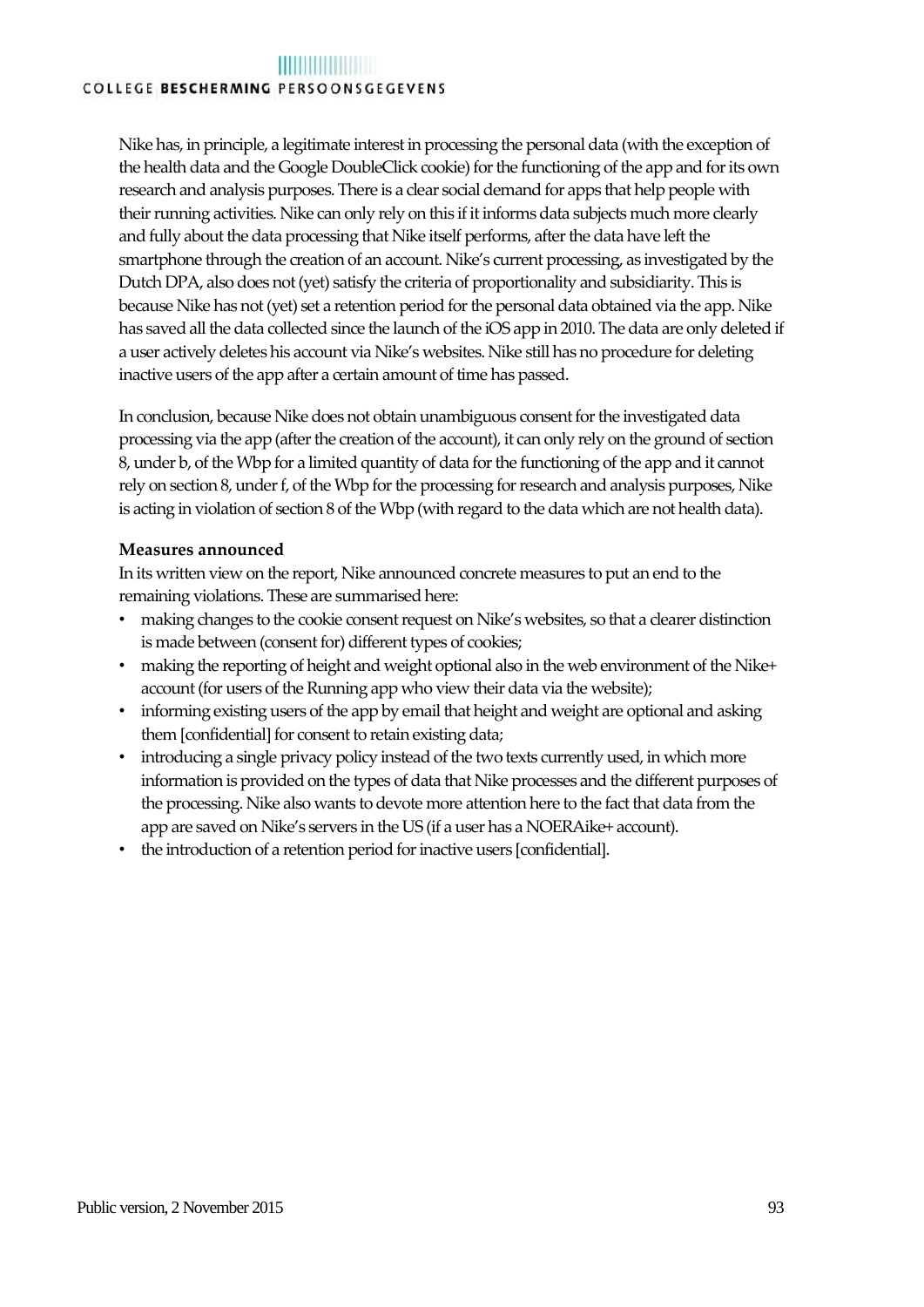Nike has, in principle, a legitimate interest in processing the personal data (with the exception of the health data and the Google DoubleClick cookie) for the functioning of the app and for its own research and analysis purposes. There is a clear social demand for apps that help people with their running activities. Nike can only rely on this if it informs data subjects much more clearly and fully about the data processing that Nike itself performs, after the data have left the smartphone through the creation of an account. Nike's current processing, as investigated by the Dutch DPA, also does not (yet) satisfy the criteria of proportionality and subsidiarity. This is because Nike has not (yet) set a retention period for the personal data obtained via the app. Nike has saved all the data collected since the launch of the iOS app in 2010. The data are only deleted if a user actively deletes his account via Nike's websites. Nike still has no procedure for deleting inactive users of the app after a certain amount of time has passed.

In conclusion, because Nike does not obtain unambiguous consent for the investigated data processing via the app (after the creation of the account), it can only rely on the ground of section 8, under b, of the Wbp for a limited quantity of data for the functioning of the app and it cannot rely on section 8, under f, of the Wbp for the processing for research and analysis purposes, Nike is acting in violation of section 8 of the Wbp (with regard to the data which are not health data).

**Measures announced**

In its written view on the report, Nike announced concrete measures to put an end to the remaining violations. These are summarised here:

- making changes to the cookie consent request on Nike's websites, so that a clearer distinction is made between (consent for) different types of cookies;
- making the reporting of height and weight optional also in the web environment of the Nike+ account (for users of the Running app who view their data via the website);
- informing existing users of the app by email that height and weight are optional and asking them [confidential] for consent to retain existing data;
- introducing a single privacy policy instead of the two texts currently used, in which more information is provided on the types of data that Nike processes and the different purposes of the processing. Nike also wants to devote more attention here to the fact that data from the app are saved on Nike's servers in the US (if a user has a NOERAike+ account).
- the introduction of a retention period for inactive users [confidential].